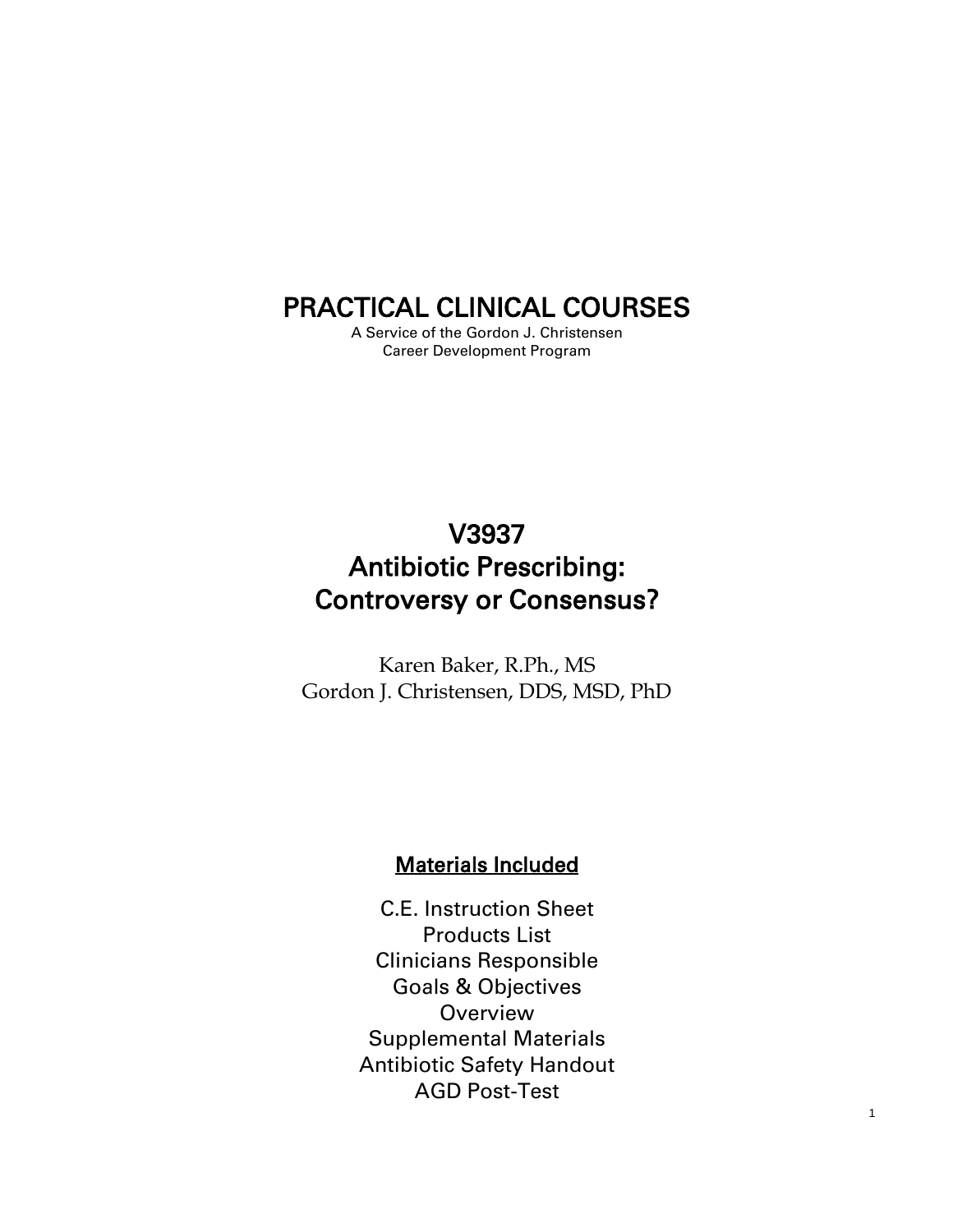# PRACTICAL CLINICAL COURSES

A Service of the Gordon J. Christensen
Career Development Program

# V3937
# Antibiotic Prescribing: Controversy or Consensus?

Karen Baker, R.Ph., MS
Gordon J. Christensen, DDS, MSD, PhD

## Materials Included

C.E. Instruction Sheet
Products List
Clinicians Responsible
Goals & Objectives
Overview
Supplemental Materials
Antibiotic Safety Handout
AGD Post-Test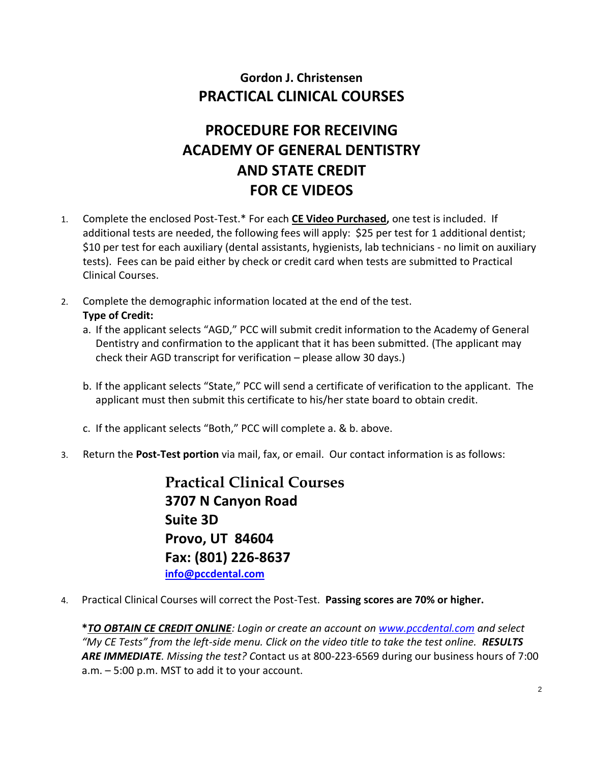## Gordon J. Christensen
## PRACTICAL CLINICAL COURSES

# PROCEDURE FOR RECEIVING ACADEMY OF GENERAL DENTISTRY AND STATE CREDIT FOR CE VIDEOS

1. Complete the enclosed Post-Test.* For each **CE Video Purchased,** one test is included. If additional tests are needed, the following fees will apply: $25 per test for 1 additional dentist; $10 per test for each auxiliary (dental assistants, hygienists, lab technicians - no limit on auxiliary tests). Fees can be paid either by check or credit card when tests are submitted to Practical Clinical Courses.

2. Complete the demographic information located at the end of the test.
   **Type of Credit:**
   a. If the applicant selects "AGD," PCC will submit credit information to the Academy of General Dentistry and confirmation to the applicant that it has been submitted. (The applicant may check their AGD transcript for verification – please allow 30 days.)

   b. If the applicant selects "State," PCC will send a certificate of verification to the applicant. The applicant must then submit this certificate to his/her state board to obtain credit.

   c. If the applicant selects "Both," PCC will complete a. & b. above.

3. Return the **Post-Test portion** via mail, fax, or email. Our contact information is as follows:

   **Practical Clinical Courses**
   **3707 N Canyon Road**
   **Suite 3D**
   **Provo, UT 84604**
   **Fax: (801) 226-8637**
   **info@pccdental.com**

4. Practical Clinical Courses will correct the Post-Test. **Passing scores are 70% or higher.**

**\****TO OBTAIN CE CREDIT ONLINE**: Login or create an account on www.pccdental.com and select "My CE Tests" from the left-side menu. Click on the video title to take the test online. **RESULTS ARE IMMEDIATE**. Missing the test?* Contact us at 800-223-6569 during our business hours of 7:00 a.m. – 5:00 p.m. MST to add it to your account.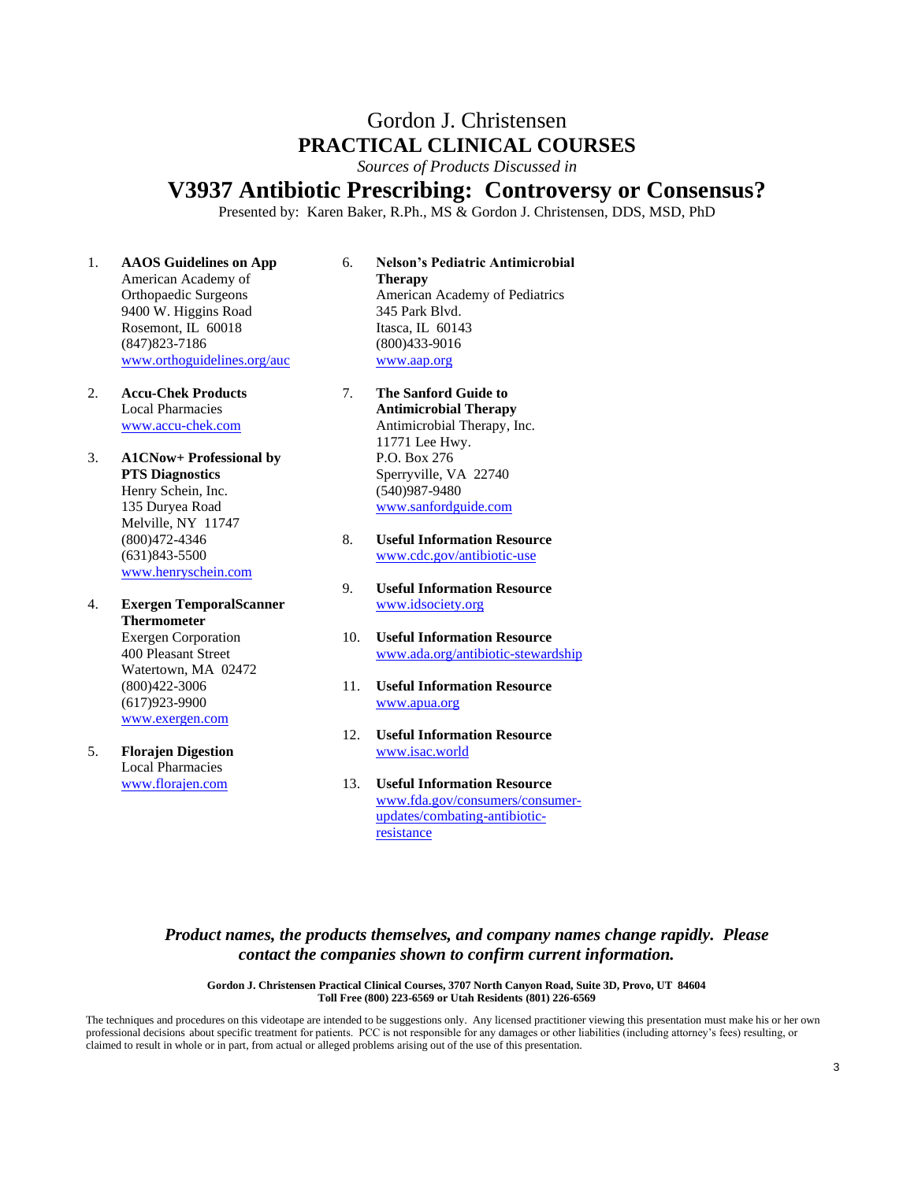# Gordon J. Christensen
## PRACTICAL CLINICAL COURSES

*Sources of Products Discussed in*

# V3937 Antibiotic Prescribing: Controversy or Consensus?

Presented by: Karen Baker, R.Ph., MS & Gordon J. Christensen, DDS, MSD, PhD

1. **AAOS Guidelines on App**
   American Academy of Orthopaedic Surgeons
   9400 W. Higgins Road
   Rosemont, IL 60018
   (847)823-7186
   www.orthoguidelines.org/auc

2. **Accu-Chek Products**
   Local Pharmacies
   www.accu-chek.com

3. **A1CNow+ Professional by PTS Diagnostics**
   Henry Schein, Inc.
   135 Duryea Road
   Melville, NY 11747
   (800)472-4346
   (631)843-5500
   www.henryschein.com

4. **Exergen TemporalScanner Thermometer**
   Exergen Corporation
   400 Pleasant Street
   Watertown, MA 02472
   (800)422-3006
   (617)923-9900
   www.exergen.com

5. **Florajen Digestion**
   Local Pharmacies
   www.florajen.com

6. **Nelson's Pediatric Antimicrobial Therapy**
   American Academy of Pediatrics
   345 Park Blvd.
   Itasca, IL 60143
   (800)433-9016
   www.aap.org

7. **The Sanford Guide to Antimicrobial Therapy**
   Antimicrobial Therapy, Inc.
   11771 Lee Hwy.
   P.O. Box 276
   Sperryville, VA 22740
   (540)987-9480
   www.sanfordguide.com

8. **Useful Information Resource**
   www.cdc.gov/antibiotic-use

9. **Useful Information Resource**
   www.idsociety.org

10. **Useful Information Resource**
    www.ada.org/antibiotic-stewardship

11. **Useful Information Resource**
    www.apua.org

12. **Useful Information Resource**
    www.isac.world

13. **Useful Information Resource**
    www.fda.gov/consumers/consumer-updates/combating-antibiotic-resistance

***Product names, the products themselves, and company names change rapidly. Please contact the companies shown to confirm current information.***

**Gordon J. Christensen Practical Clinical Courses, 3707 North Canyon Road, Suite 3D, Provo, UT 84604**
**Toll Free (800) 223-6569 or Utah Residents (801) 226-6569**

The techniques and procedures on this videotape are intended to be suggestions only. Any licensed practitioner viewing this presentation must make his or her own professional decisions about specific treatment for patients. PCC is not responsible for any damages or other liabilities (including attorney's fees) resulting, or claimed to result in whole or in part, from actual or alleged problems arising out of the use of this presentation.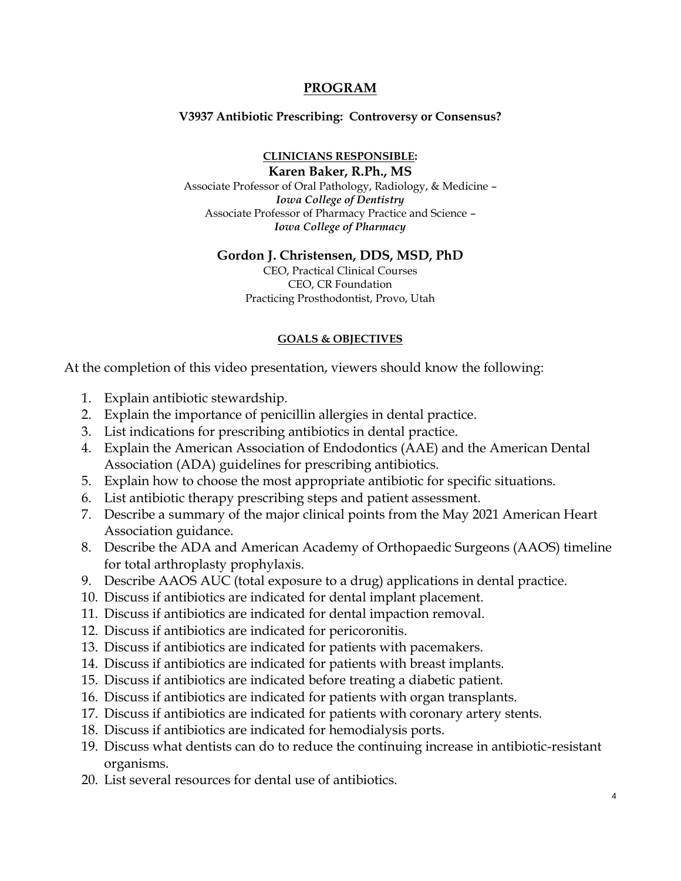# PROGRAM

**V3937 Antibiotic Prescribing: Controversy or Consensus?**

**CLINICIANS RESPONSIBLE:**

**Karen Baker, R.Ph., MS**

Associate Professor of Oral Pathology, Radiology, & Medicine –
***Iowa College of Dentistry***
Associate Professor of Pharmacy Practice and Science –
***Iowa College of Pharmacy***

**Gordon J. Christensen, DDS, MSD, PhD**

CEO, Practical Clinical Courses
CEO, CR Foundation
Practicing Prosthodontist, Provo, Utah

**GOALS & OBJECTIVES**

At the completion of this video presentation, viewers should know the following:

1. Explain antibiotic stewardship.
2. Explain the importance of penicillin allergies in dental practice.
3. List indications for prescribing antibiotics in dental practice.
4. Explain the American Association of Endodontics (AAE) and the American Dental Association (ADA) guidelines for prescribing antibiotics.
5. Explain how to choose the most appropriate antibiotic for specific situations.
6. List antibiotic therapy prescribing steps and patient assessment.
7. Describe a summary of the major clinical points from the May 2021 American Heart Association guidance.
8. Describe the ADA and American Academy of Orthopaedic Surgeons (AAOS) timeline for total arthroplasty prophylaxis.
9. Describe AAOS AUC (total exposure to a drug) applications in dental practice.
10. Discuss if antibiotics are indicated for dental implant placement.
11. Discuss if antibiotics are indicated for dental impaction removal.
12. Discuss if antibiotics are indicated for pericoronitis.
13. Discuss if antibiotics are indicated for patients with pacemakers.
14. Discuss if antibiotics are indicated for patients with breast implants.
15. Discuss if antibiotics are indicated before treating a diabetic patient.
16. Discuss if antibiotics are indicated for patients with organ transplants.
17. Discuss if antibiotics are indicated for patients with coronary artery stents.
18. Discuss if antibiotics are indicated for hemodialysis ports.
19. Discuss what dentists can do to reduce the continuing increase in antibiotic-resistant organisms.
20. List several resources for dental use of antibiotics.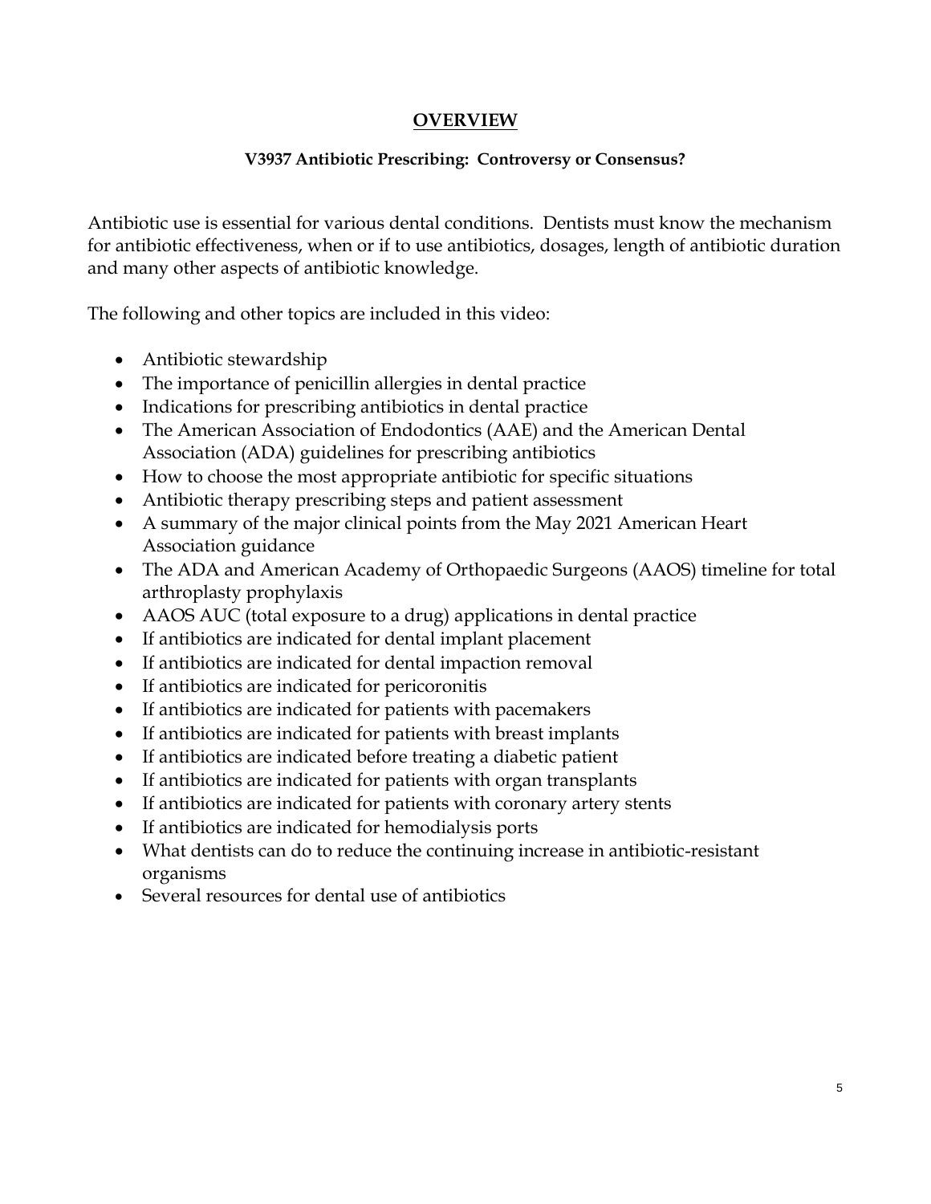# OVERVIEW

**V3937 Antibiotic Prescribing: Controversy or Consensus?**

Antibiotic use is essential for various dental conditions. Dentists must know the mechanism for antibiotic effectiveness, when or if to use antibiotics, dosages, length of antibiotic duration and many other aspects of antibiotic knowledge.

The following and other topics are included in this video:

- Antibiotic stewardship
- The importance of penicillin allergies in dental practice
- Indications for prescribing antibiotics in dental practice
- The American Association of Endodontics (AAE) and the American Dental Association (ADA) guidelines for prescribing antibiotics
- How to choose the most appropriate antibiotic for specific situations
- Antibiotic therapy prescribing steps and patient assessment
- A summary of the major clinical points from the May 2021 American Heart Association guidance
- The ADA and American Academy of Orthopaedic Surgeons (AAOS) timeline for total arthroplasty prophylaxis
- AAOS AUC (total exposure to a drug) applications in dental practice
- If antibiotics are indicated for dental implant placement
- If antibiotics are indicated for dental impaction removal
- If antibiotics are indicated for pericoronitis
- If antibiotics are indicated for patients with pacemakers
- If antibiotics are indicated for patients with breast implants
- If antibiotics are indicated before treating a diabetic patient
- If antibiotics are indicated for patients with organ transplants
- If antibiotics are indicated for patients with coronary artery stents
- If antibiotics are indicated for hemodialysis ports
- What dentists can do to reduce the continuing increase in antibiotic-resistant organisms
- Several resources for dental use of antibiotics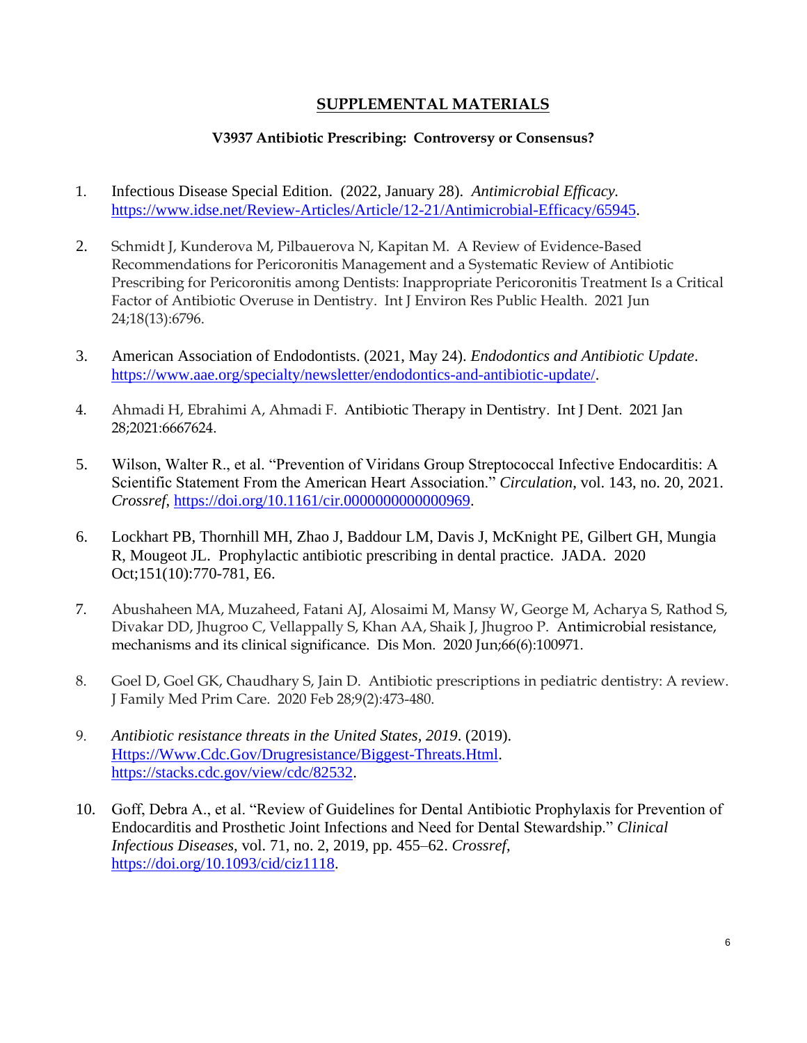## SUPPLEMENTAL MATERIALS

### V3937 Antibiotic Prescribing: Controversy or Consensus?

1. Infectious Disease Special Edition. (2022, January 28). *Antimicrobial Efficacy.* https://www.idse.net/Review-Articles/Article/12-21/Antimicrobial-Efficacy/65945.

2. Schmidt J, Kunderova M, Pilbauerova N, Kapitan M. A Review of Evidence-Based Recommendations for Pericoronitis Management and a Systematic Review of Antibiotic Prescribing for Pericoronitis among Dentists: Inappropriate Pericoronitis Treatment Is a Critical Factor of Antibiotic Overuse in Dentistry. Int J Environ Res Public Health. 2021 Jun 24;18(13):6796.

3. American Association of Endodontists. (2021, May 24). *Endodontics and Antibiotic Update*. https://www.aae.org/specialty/newsletter/endodontics-and-antibiotic-update/.

4. Ahmadi H, Ebrahimi A, Ahmadi F. Antibiotic Therapy in Dentistry. Int J Dent. 2021 Jan 28;2021:6667624.

5. Wilson, Walter R., et al. "Prevention of Viridans Group Streptococcal Infective Endocarditis: A Scientific Statement From the American Heart Association." *Circulation*, vol. 143, no. 20, 2021. *Crossref*, https://doi.org/10.1161/cir.0000000000000969.

6. Lockhart PB, Thornhill MH, Zhao J, Baddour LM, Davis J, McKnight PE, Gilbert GH, Mungia R, Mougeot JL. Prophylactic antibiotic prescribing in dental practice. JADA. 2020 Oct;151(10):770-781, E6.

7. Abushaheen MA, Muzaheed, Fatani AJ, Alosaimi M, Mansy W, George M, Acharya S, Rathod S, Divakar DD, Jhugroo C, Vellappally S, Khan AA, Shaik J, Jhugroo P. Antimicrobial resistance, mechanisms and its clinical significance. Dis Mon. 2020 Jun;66(6):100971.

8. Goel D, Goel GK, Chaudhary S, Jain D. Antibiotic prescriptions in pediatric dentistry: A review. J Family Med Prim Care. 2020 Feb 28;9(2):473-480.

9. *Antibiotic resistance threats in the United States, 2019*. (2019). Https://Www.Cdc.Gov/Drugresistance/Biggest-Threats.Html. https://stacks.cdc.gov/view/cdc/82532.

10. Goff, Debra A., et al. "Review of Guidelines for Dental Antibiotic Prophylaxis for Prevention of Endocarditis and Prosthetic Joint Infections and Need for Dental Stewardship." *Clinical Infectious Diseases*, vol. 71, no. 2, 2019, pp. 455–62. *Crossref*, https://doi.org/10.1093/cid/ciz1118.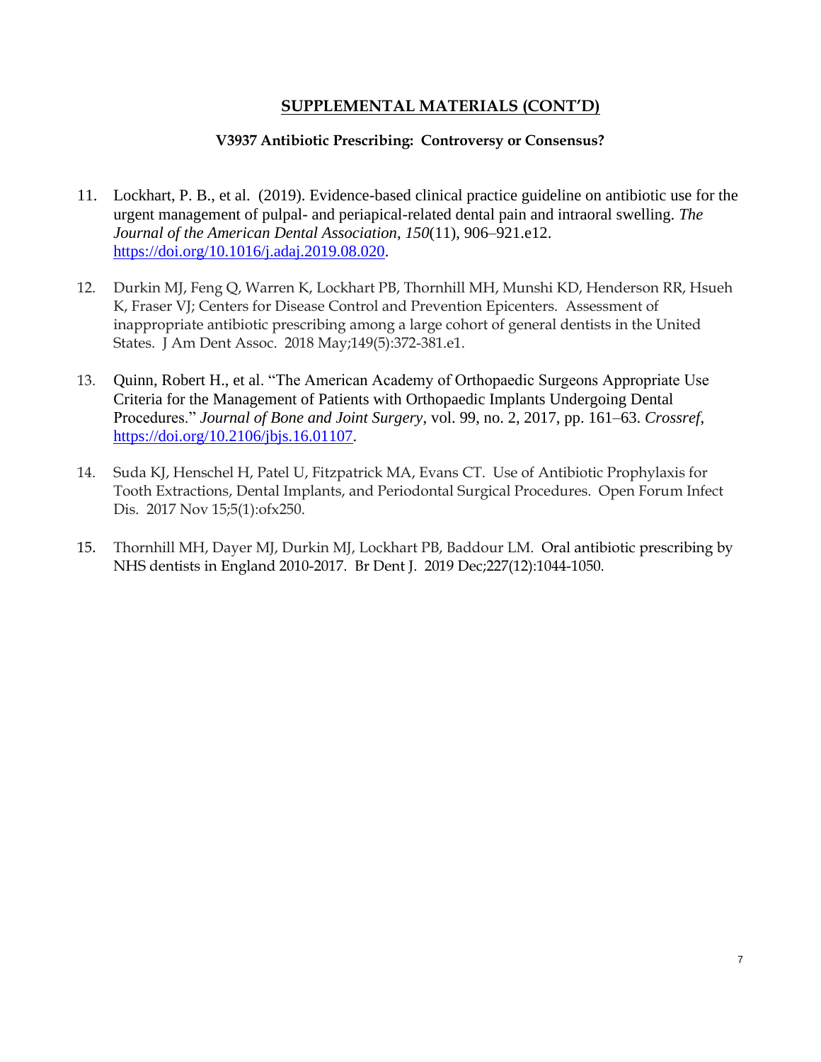## SUPPLEMENTAL MATERIALS (CONT'D)

### V3937 Antibiotic Prescribing: Controversy or Consensus?

11. Lockhart, P. B., et al. (2019). Evidence-based clinical practice guideline on antibiotic use for the urgent management of pulpal- and periapical-related dental pain and intraoral swelling. *The Journal of the American Dental Association*, *150*(11), 906–921.e12. https://doi.org/10.1016/j.adaj.2019.08.020.

12. Durkin MJ, Feng Q, Warren K, Lockhart PB, Thornhill MH, Munshi KD, Henderson RR, Hsueh K, Fraser VJ; Centers for Disease Control and Prevention Epicenters. Assessment of inappropriate antibiotic prescribing among a large cohort of general dentists in the United States. J Am Dent Assoc. 2018 May;149(5):372-381.e1.

13. Quinn, Robert H., et al. "The American Academy of Orthopaedic Surgeons Appropriate Use Criteria for the Management of Patients with Orthopaedic Implants Undergoing Dental Procedures." *Journal of Bone and Joint Surgery*, vol. 99, no. 2, 2017, pp. 161–63. *Crossref*, https://doi.org/10.2106/jbjs.16.01107.

14. Suda KJ, Henschel H, Patel U, Fitzpatrick MA, Evans CT. Use of Antibiotic Prophylaxis for Tooth Extractions, Dental Implants, and Periodontal Surgical Procedures. Open Forum Infect Dis. 2017 Nov 15;5(1):ofx250.

15. Thornhill MH, Dayer MJ, Durkin MJ, Lockhart PB, Baddour LM. Oral antibiotic prescribing by NHS dentists in England 2010-2017. Br Dent J. 2019 Dec;227(12):1044-1050.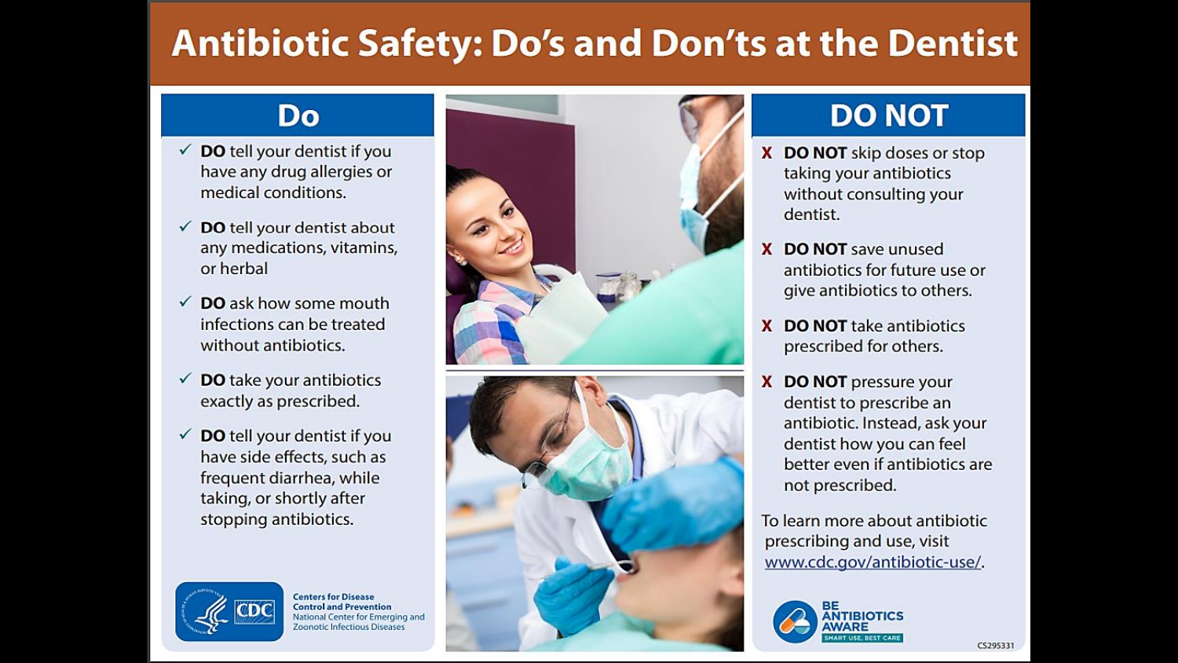# Antibiotic Safety: Do's and Don'ts at the Dentist

## Do

- ✓ **DO** tell your dentist if you have any drug allergies or medical conditions.
- ✓ **DO** tell your dentist about any medications, vitamins, or herbal
- ✓ **DO** ask how some mouth infections can be treated without antibiotics.
- ✓ **DO** take your antibiotics exactly as prescribed.
- ✓ **DO** tell your dentist if you have side effects, such as frequent diarrhea, while taking, or shortly after stopping antibiotics.

Centers for Disease Control and Prevention
National Center for Emerging and Zoonotic Infectious Diseases

## DO NOT

- X **DO NOT** skip doses or stop taking your antibiotics without consulting your dentist.
- X **DO NOT** save unused antibiotics for future use or give antibiotics to others.
- X **DO NOT** take antibiotics prescribed for others.
- X **DO NOT** pressure your dentist to prescribe an antibiotic. Instead, ask your dentist how you can feel better even if antibiotics are not prescribed.

To learn more about antibiotic prescribing and use, visit www.cdc.gov/antibiotic-use/.

BE ANTIBIOTICS AWARE
SMART USE, BEST CARE

CS295331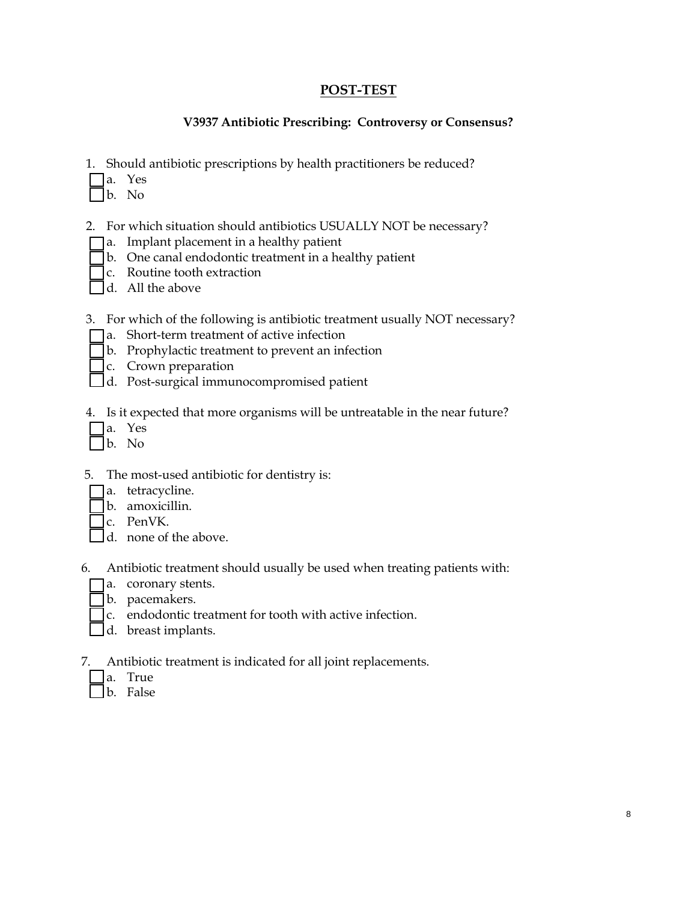## POST-TEST

### V3937 Antibiotic Prescribing: Controversy or Consensus?

1. Should antibiotic prescriptions by health practitioners be reduced?
   - ☐ a. Yes
   - ☐ b. No

2. For which situation should antibiotics USUALLY NOT be necessary?
   - ☐ a. Implant placement in a healthy patient
   - ☐ b. One canal endodontic treatment in a healthy patient
   - ☐ c. Routine tooth extraction
   - ☐ d. All the above

3. For which of the following is antibiotic treatment usually NOT necessary?
   - ☐ a. Short-term treatment of active infection
   - ☐ b. Prophylactic treatment to prevent an infection
   - ☐ c. Crown preparation
   - ☐ d. Post-surgical immunocompromised patient

4. Is it expected that more organisms will be untreatable in the near future?
   - ☐ a. Yes
   - ☐ b. No

5. The most-used antibiotic for dentistry is:
   - ☐ a. tetracycline.
   - ☐ b. amoxicillin.
   - ☐ c. PenVK.
   - ☐ d. none of the above.

6. Antibiotic treatment should usually be used when treating patients with:
   - ☐ a. coronary stents.
   - ☐ b. pacemakers.
   - ☐ c. endodontic treatment for tooth with active infection.
   - ☐ d. breast implants.

7. Antibiotic treatment is indicated for all joint replacements.
   - ☐ a. True
   - ☐ b. False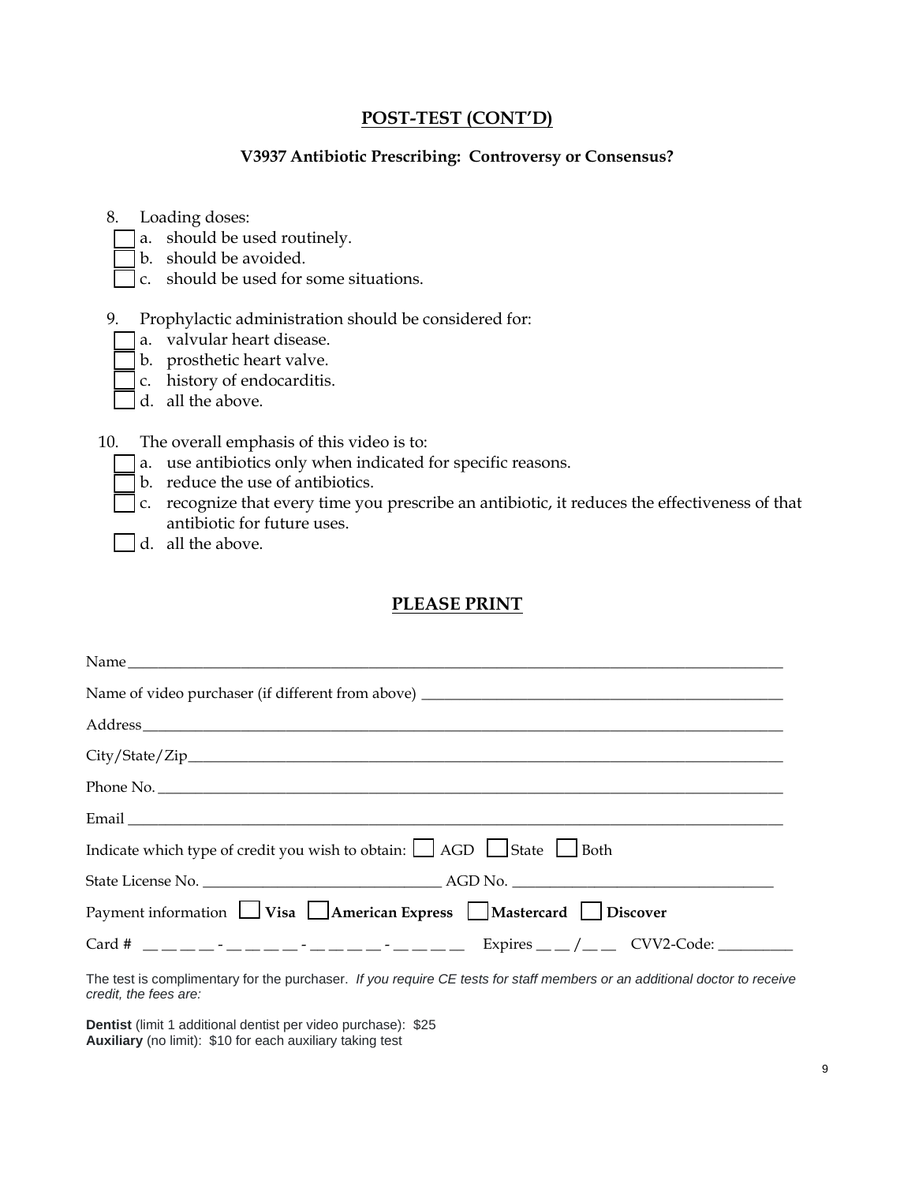## POST-TEST (CONT'D)

### V3937 Antibiotic Prescribing: Controversy or Consensus?

8. Loading doses:
   - ☐ a. should be used routinely.
   - ☐ b. should be avoided.
   - ☐ c. should be used for some situations.

9. Prophylactic administration should be considered for:
   - ☐ a. valvular heart disease.
   - ☐ b. prosthetic heart valve.
   - ☐ c. history of endocarditis.
   - ☐ d. all the above.

10. The overall emphasis of this video is to:
    - ☐ a. use antibiotics only when indicated for specific reasons.
    - ☐ b. reduce the use of antibiotics.
    - ☐ c. recognize that every time you prescribe an antibiotic, it reduces the effectiveness of that antibiotic for future uses.
    - ☐ d. all the above.

## PLEASE PRINT

Name ______________________________________________

Name of video purchaser (if different from above) ______________________________

Address ______________________________________________

City/State/Zip ______________________________________________

Phone No. ______________________________________________

Email ______________________________________________

Indicate which type of credit you wish to obtain: ☐ AGD ☐ State ☐ Both

State License No. ____________________ AGD No. ____________________

Payment information ☐ **Visa** ☐ **American Express** ☐ **Mastercard** ☐ **Discover**

Card # _ _ _ _ - _ _ _ _ - _ _ _ _ - _ _ _ _ Expires _ _ / _ _ CVV2-Code: _________

The test is complimentary for the purchaser. *If you require CE tests for staff members or an additional doctor to receive credit, the fees are:*

**Dentist** (limit 1 additional dentist per video purchase): $25
**Auxiliary** (no limit): $10 for each auxiliary taking test